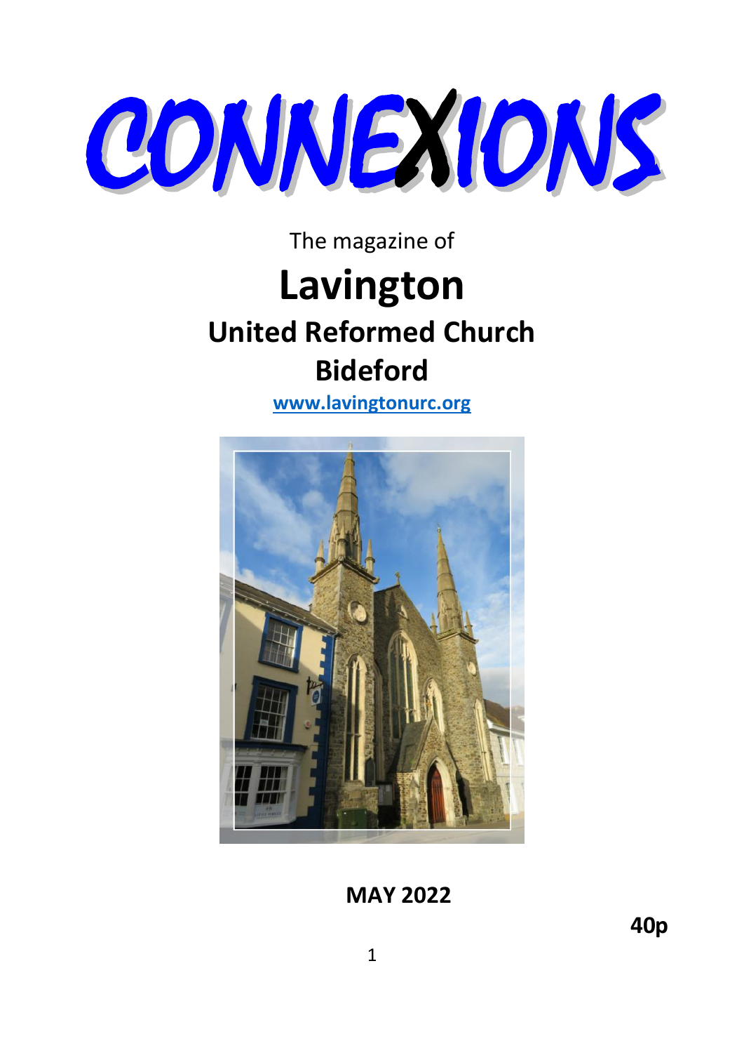# CONNEXIONS

The magazine of

# Lavington

## United Reformed Church

## Bideford

www.lavingtonurc.org

**MAY 2022**

**40p**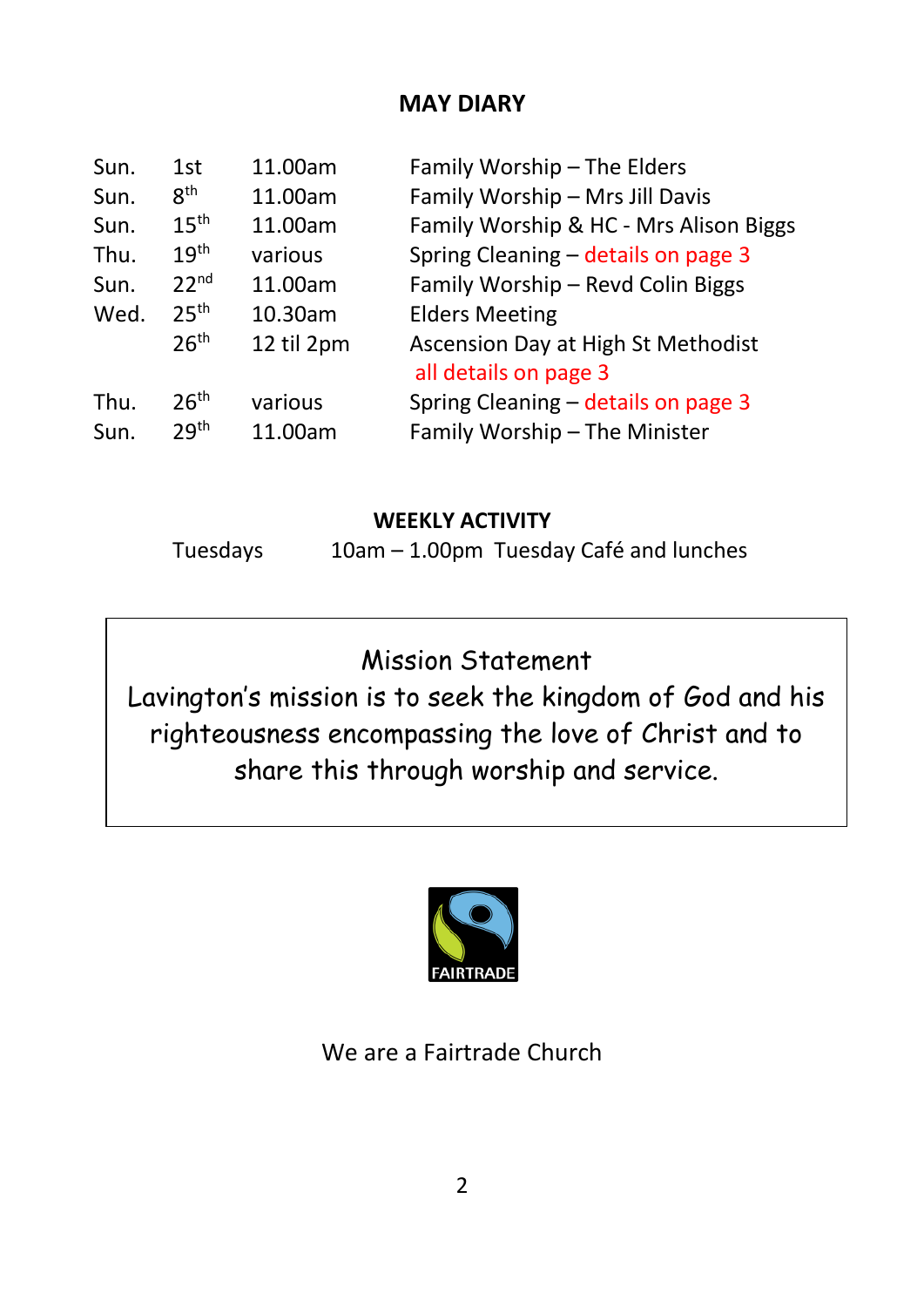## MAY DIARY

| | | | |
|---|---|---|---|
| Sun. | 1st | 11.00am | Family Worship – The Elders |
| Sun. | 8th | 11.00am | Family Worship – Mrs Jill Davis |
| Sun. | 15th | 11.00am | Family Worship & HC - Mrs Alison Biggs |
| Thu. | 19th | various | Spring Cleaning – details on page 3 |
| Sun. | 22nd | 11.00am | Family Worship – Revd Colin Biggs |
| Wed. | 25th | 10.30am | Elders Meeting |
| | 26th | 12 til 2pm | Ascension Day at High St Methodist all details on page 3 |
| Thu. | 26th | various | Spring Cleaning – details on page 3 |
| Sun. | 29th | 11.00am | Family Worship – The Minister |

### WEEKLY ACTIVITY

Tuesdays 10am – 1.00pm Tuesday Café and lunches

> Mission Statement
>
> Lavington's mission is to seek the kingdom of God and his righteousness encompassing the love of Christ and to share this through worship and service.

FAIRTRADE

We are a Fairtrade Church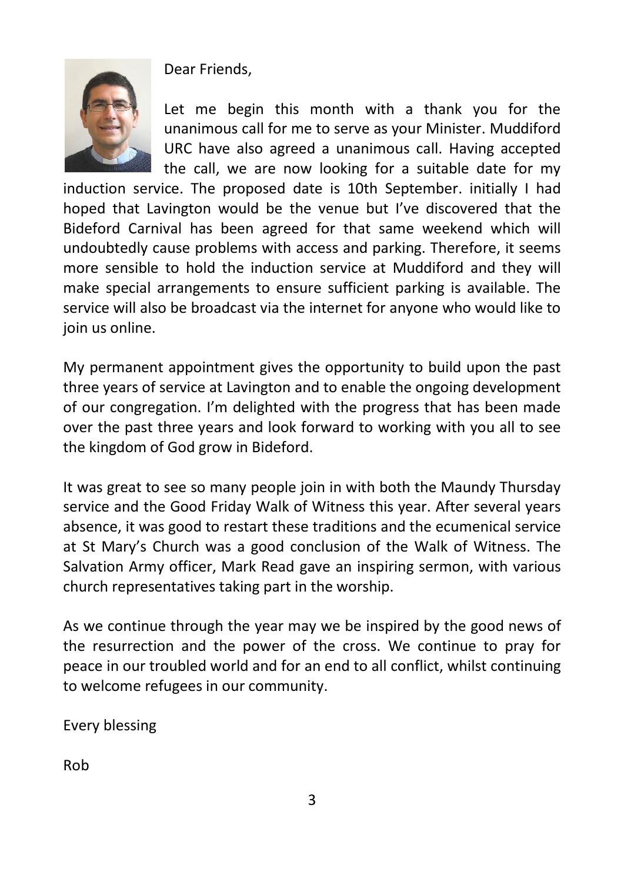Dear Friends,

Let me begin this month with a thank you for the unanimous call for me to serve as your Minister. Muddiford URC have also agreed a unanimous call. Having accepted the call, we are now looking for a suitable date for my induction service. The proposed date is 10th September. initially I had hoped that Lavington would be the venue but I've discovered that the Bideford Carnival has been agreed for that same weekend which will undoubtedly cause problems with access and parking. Therefore, it seems more sensible to hold the induction service at Muddiford and they will make special arrangements to ensure sufficient parking is available. The service will also be broadcast via the internet for anyone who would like to join us online.

My permanent appointment gives the opportunity to build upon the past three years of service at Lavington and to enable the ongoing development of our congregation. I'm delighted with the progress that has been made over the past three years and look forward to working with you all to see the kingdom of God grow in Bideford.

It was great to see so many people join in with both the Maundy Thursday service and the Good Friday Walk of Witness this year. After several years absence, it was good to restart these traditions and the ecumenical service at St Mary's Church was a good conclusion of the Walk of Witness. The Salvation Army officer, Mark Read gave an inspiring sermon, with various church representatives taking part in the worship.

As we continue through the year may we be inspired by the good news of the resurrection and the power of the cross. We continue to pray for peace in our troubled world and for an end to all conflict, whilst continuing to welcome refugees in our community.

Every blessing

Rob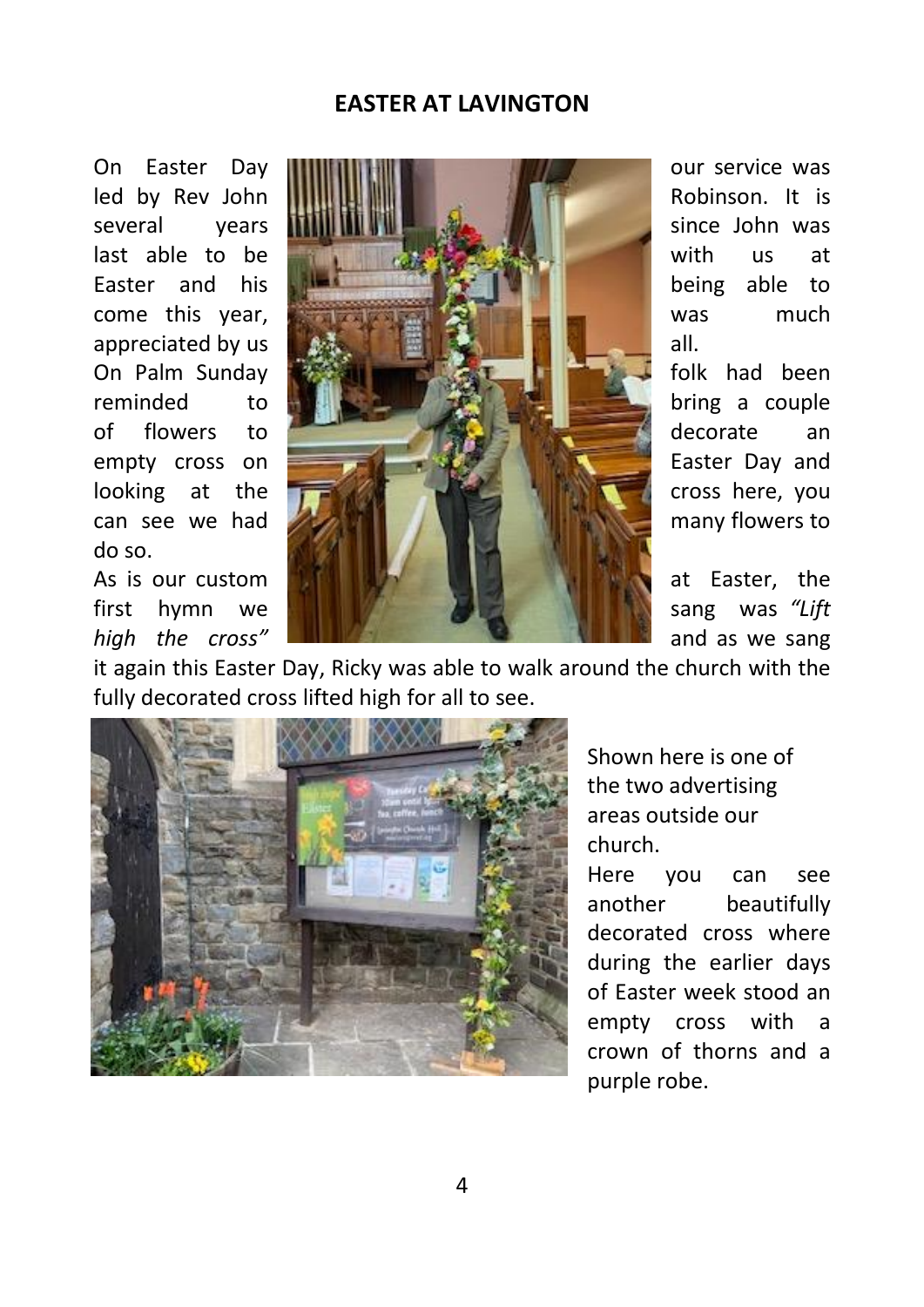## EASTER AT LAVINGTON

On Easter Day our service was led by Rev John Robinson. It is several years since John was last able to be with us at Easter and his being able to come this year, was much appreciated by us all.

On Palm Sunday folk had been reminded to bring a couple of flowers to decorate an empty cross on Easter Day and looking at the cross here, you can see we had many flowers to do so.

As is our custom at Easter, the first hymn we sang was *"Lift high the cross"* and as we sang it again this Easter Day, Ricky was able to walk around the church with the fully decorated cross lifted high for all to see.

Shown here is one of the two advertising areas outside our church.

Here you can see another beautifully decorated cross where during the earlier days of Easter week stood an empty cross with a crown of thorns and a purple robe.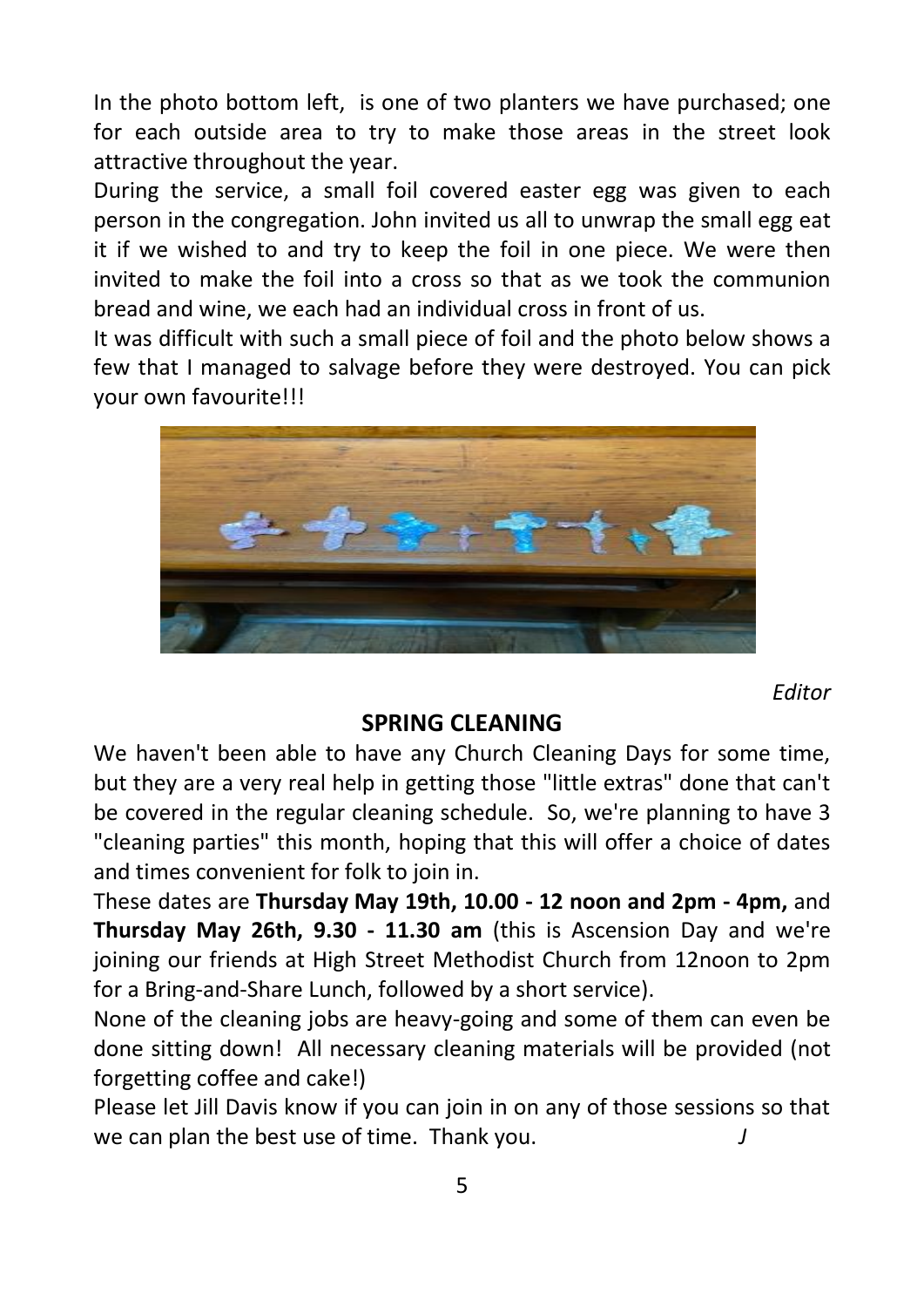In the photo bottom left, is one of two planters we have purchased; one for each outside area to try to make those areas in the street look attractive throughout the year.

During the service, a small foil covered easter egg was given to each person in the congregation. John invited us all to unwrap the small egg eat it if we wished to and try to keep the foil in one piece. We were then invited to make the foil into a cross so that as we took the communion bread and wine, we each had an individual cross in front of us.

It was difficult with such a small piece of foil and the photo below shows a few that I managed to salvage before they were destroyed. You can pick your own favourite!!!

*Editor*

## SPRING CLEANING

We haven't been able to have any Church Cleaning Days for some time, but they are a very real help in getting those "little extras" done that can't be covered in the regular cleaning schedule. So, we're planning to have 3 "cleaning parties" this month, hoping that this will offer a choice of dates and times convenient for folk to join in.

These dates are **Thursday May 19th, 10.00 - 12 noon and 2pm - 4pm,** and **Thursday May 26th, 9.30 - 11.30 am** (this is Ascension Day and we're joining our friends at High Street Methodist Church from 12noon to 2pm for a Bring-and-Share Lunch, followed by a short service).

None of the cleaning jobs are heavy-going and some of them can even be done sitting down! All necessary cleaning materials will be provided (not forgetting coffee and cake!)

Please let Jill Davis know if you can join in on any of those sessions so that we can plan the best use of time. Thank you. *J*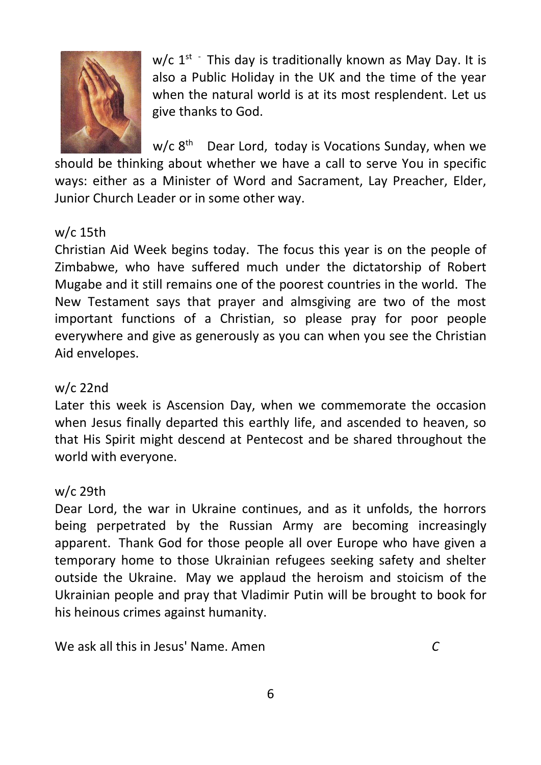w/c 1st - This day is traditionally known as May Day. It is also a Public Holiday in the UK and the time of the year when the natural world is at its most resplendent. Let us give thanks to God.

w/c 8th  Dear Lord, today is Vocations Sunday, when we should be thinking about whether we have a call to serve You in specific ways: either as a Minister of Word and Sacrament, Lay Preacher, Elder, Junior Church Leader or in some other way.

w/c 15th
Christian Aid Week begins today. The focus this year is on the people of Zimbabwe, who have suffered much under the dictatorship of Robert Mugabe and it still remains one of the poorest countries in the world. The New Testament says that prayer and almsgiving are two of the most important functions of a Christian, so please pray for poor people everywhere and give as generously as you can when you see the Christian Aid envelopes.

w/c 22nd
Later this week is Ascension Day, when we commemorate the occasion when Jesus finally departed this earthly life, and ascended to heaven, so that His Spirit might descend at Pentecost and be shared throughout the world with everyone.

w/c 29th
Dear Lord, the war in Ukraine continues, and as it unfolds, the horrors being perpetrated by the Russian Army are becoming increasingly apparent. Thank God for those people all over Europe who have given a temporary home to those Ukrainian refugees seeking safety and shelter outside the Ukraine. May we applaud the heroism and stoicism of the Ukrainian people and pray that Vladimir Putin will be brought to book for his heinous crimes against humanity.

We ask all this in Jesus' Name. Amen *C*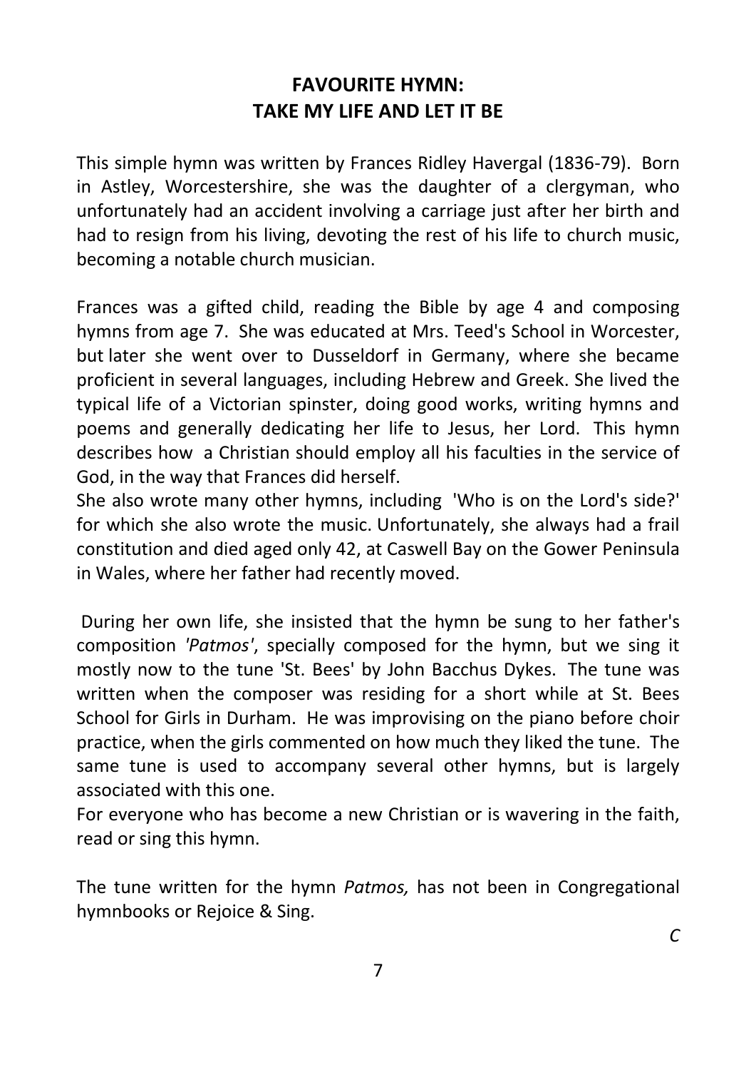# FAVOURITE HYMN:
# TAKE MY LIFE AND LET IT BE

This simple hymn was written by Frances Ridley Havergal (1836-79). Born in Astley, Worcestershire, she was the daughter of a clergyman, who unfortunately had an accident involving a carriage just after her birth and had to resign from his living, devoting the rest of his life to church music, becoming a notable church musician.

Frances was a gifted child, reading the Bible by age 4 and composing hymns from age 7. She was educated at Mrs. Teed's School in Worcester, but later she went over to Dusseldorf in Germany, where she became proficient in several languages, including Hebrew and Greek. She lived the typical life of a Victorian spinster, doing good works, writing hymns and poems and generally dedicating her life to Jesus, her Lord. This hymn describes how a Christian should employ all his faculties in the service of God, in the way that Frances did herself.
She also wrote many other hymns, including 'Who is on the Lord's side?' for which she also wrote the music. Unfortunately, she always had a frail constitution and died aged only 42, at Caswell Bay on the Gower Peninsula in Wales, where her father had recently moved.

During her own life, she insisted that the hymn be sung to her father's composition *'Patmos'*, specially composed for the hymn, but we sing it mostly now to the tune 'St. Bees' by John Bacchus Dykes. The tune was written when the composer was residing for a short while at St. Bees School for Girls in Durham. He was improvising on the piano before choir practice, when the girls commented on how much they liked the tune. The same tune is used to accompany several other hymns, but is largely associated with this one.
For everyone who has become a new Christian or is wavering in the faith, read or sing this hymn.

The tune written for the hymn *Patmos,* has not been in Congregational hymnbooks or Rejoice & Sing.

*C*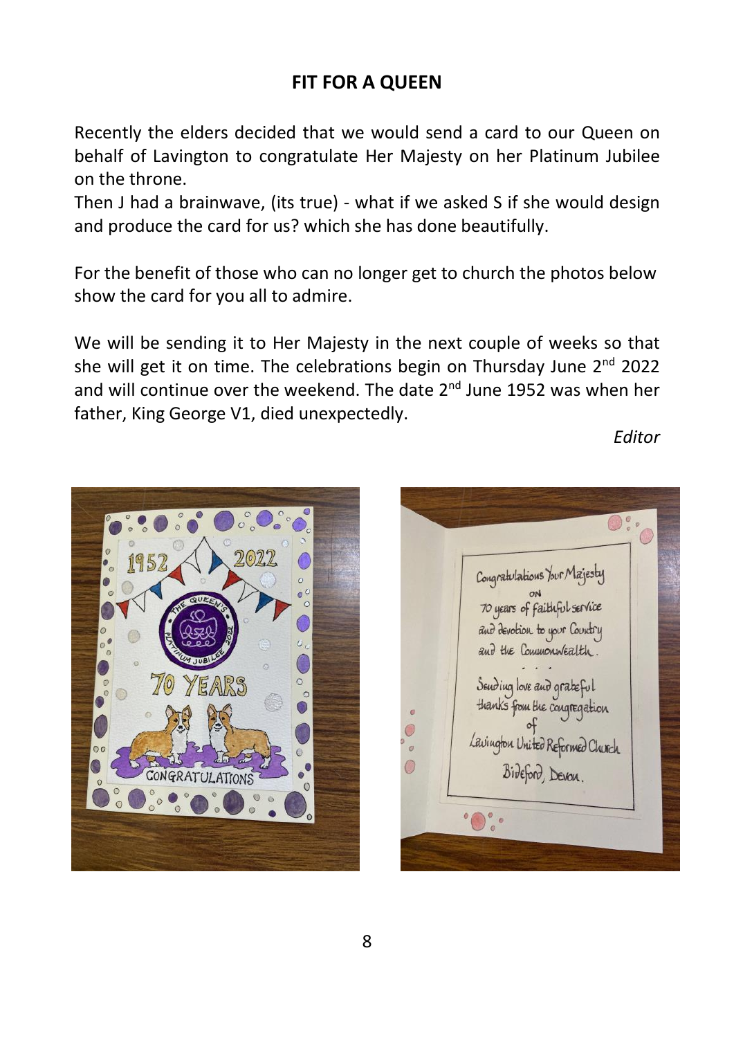## FIT FOR A QUEEN

Recently the elders decided that we would send a card to our Queen on behalf of Lavington to congratulate Her Majesty on her Platinum Jubilee on the throne.

Then J had a brainwave, (its true) - what if we asked S if she would design and produce the card for us? which she has done beautifully.

For the benefit of those who can no longer get to church the photos below show the card for you all to admire.

We will be sending it to Her Majesty in the next couple of weeks so that she will get it on time. The celebrations begin on Thursday June 2nd 2022 and will continue over the weekend. The date 2nd June 1952 was when her father, King George V1, died unexpectedly.

*Editor*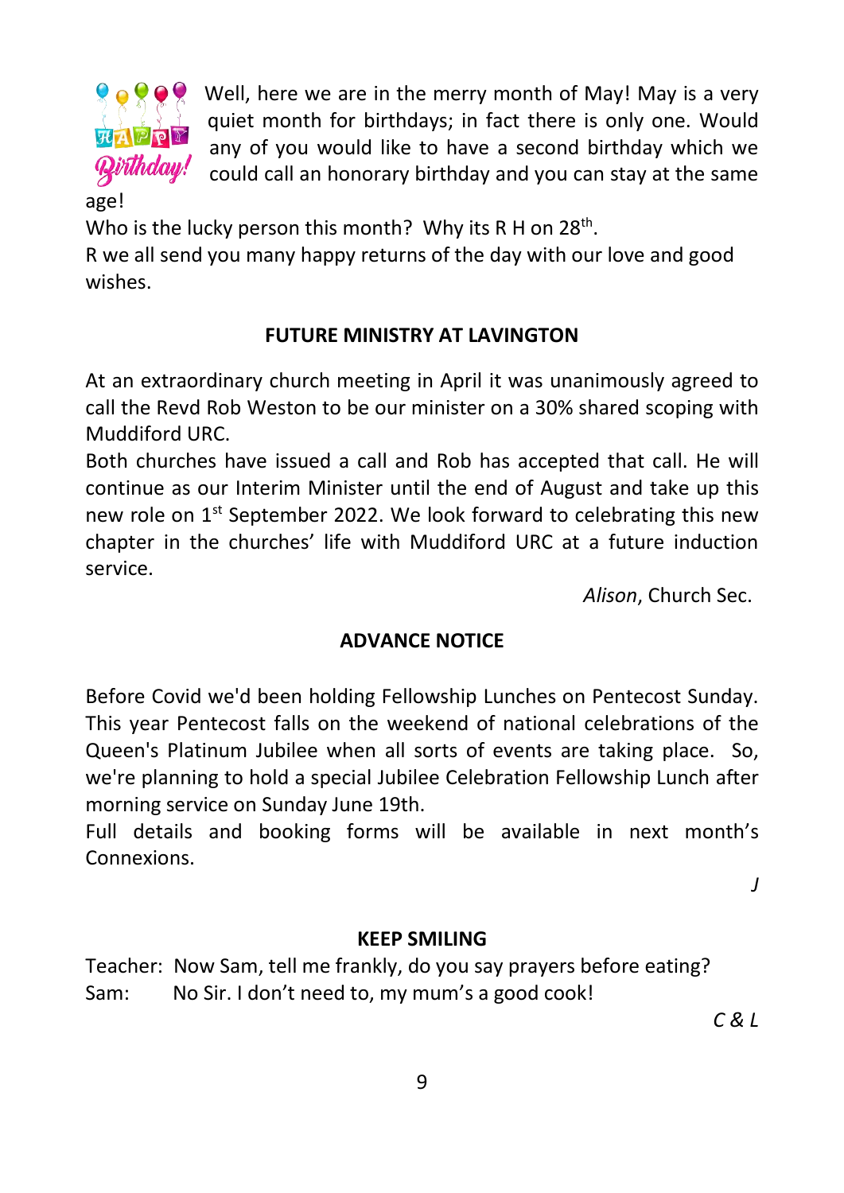Well, here we are in the merry month of May! May is a very quiet month for birthdays; in fact there is only one. Would any of you would like to have a second birthday which we could call an honorary birthday and you can stay at the same age!

Who is the lucky person this month? Why its R H on 28th.

R we all send you many happy returns of the day with our love and good wishes.

## FUTURE MINISTRY AT LAVINGTON

At an extraordinary church meeting in April it was unanimously agreed to call the Revd Rob Weston to be our minister on a 30% shared scoping with Muddiford URC.

Both churches have issued a call and Rob has accepted that call. He will continue as our Interim Minister until the end of August and take up this new role on 1st September 2022. We look forward to celebrating this new chapter in the churches' life with Muddiford URC at a future induction service.

*Alison*, Church Sec.

## ADVANCE NOTICE

Before Covid we'd been holding Fellowship Lunches on Pentecost Sunday. This year Pentecost falls on the weekend of national celebrations of the Queen's Platinum Jubilee when all sorts of events are taking place. So, we're planning to hold a special Jubilee Celebration Fellowship Lunch after morning service on Sunday June 19th.

Full details and booking forms will be available in next month's Connexions.

*J*

## KEEP SMILING

Teacher: Now Sam, tell me frankly, do you say prayers before eating?

Sam: No Sir. I don't need to, my mum's a good cook!

*C & L*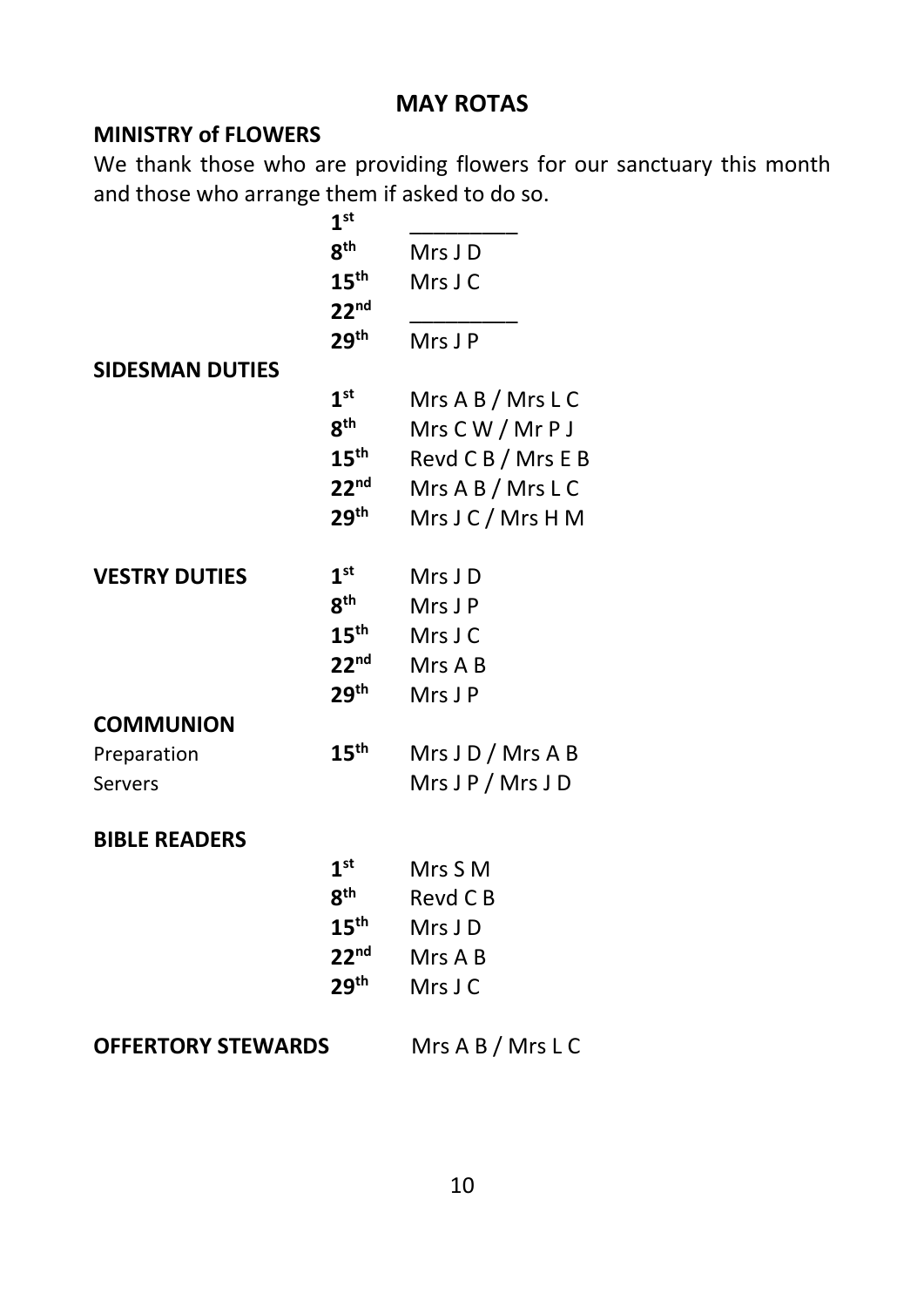## MAY ROTAS

### MINISTRY of FLOWERS

We thank those who are providing flowers for our sanctuary this month and those who arrange them if asked to do so.

| | |
|---|---|
| **1st** | _________ |
| **8th** | Mrs J D |
| **15th** | Mrs J C |
| **22nd** | _________ |
| **29th** | Mrs J P |

### SIDESMAN DUTIES

| | |
|---|---|
| **1st** | Mrs A B / Mrs L C |
| **8th** | Mrs C W / Mr P J |
| **15th** | Revd C B / Mrs E B |
| **22nd** | Mrs A B / Mrs L C |
| **29th** | Mrs J C / Mrs H M |

### VESTRY DUTIES

| | |
|---|---|
| **1st** | Mrs J D |
| **8th** | Mrs J P |
| **15th** | Mrs J C |
| **22nd** | Mrs A B |
| **29th** | Mrs J P |

### COMMUNION

| | | |
|---|---|---|
| Preparation | **15th** | Mrs J D / Mrs A B |
| Servers | | Mrs J P / Mrs J D |

### BIBLE READERS

| | |
|---|---|
| **1st** | Mrs S M |
| **8th** | Revd C B |
| **15th** | Mrs J D |
| **22nd** | Mrs A B |
| **29th** | Mrs J C |

**OFFERTORY STEWARDS** Mrs A B / Mrs L C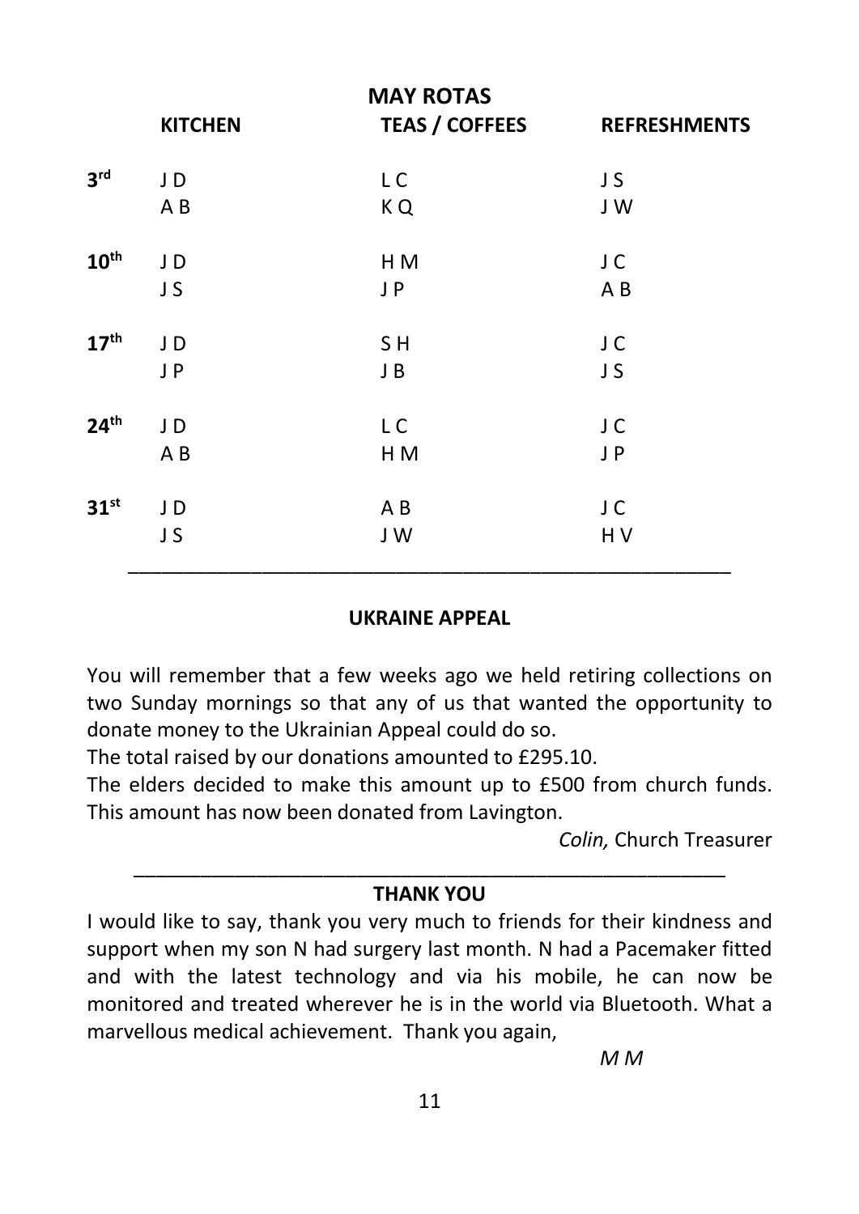## MAY ROTAS

| | KITCHEN | TEAS / COFFEES | REFRESHMENTS |
|---|---|---|---|
| 3rd | J D | L C | J S |
| | A B | K Q | J W |
| 10th | J D | H M | J C |
| | J S | J P | A B |
| 17th | J D | S H | J C |
| | J P | J B | J S |
| 24th | J D | L C | J C |
| | A B | H M | J P |
| 31st | J D | A B | J C |
| | J S | J W | H V |

---

## UKRAINE APPEAL

You will remember that a few weeks ago we held retiring collections on two Sunday mornings so that any of us that wanted the opportunity to donate money to the Ukrainian Appeal could do so.

The total raised by our donations amounted to £295.10.

The elders decided to make this amount up to £500 from church funds. This amount has now been donated from Lavington.

*Colin,* Church Treasurer

---

## THANK YOU

I would like to say, thank you very much to friends for their kindness and support when my son N had surgery last month. N had a Pacemaker fitted and with the latest technology and via his mobile, he can now be monitored and treated wherever he is in the world via Bluetooth. What a marvellous medical achievement. Thank you again,

*M M*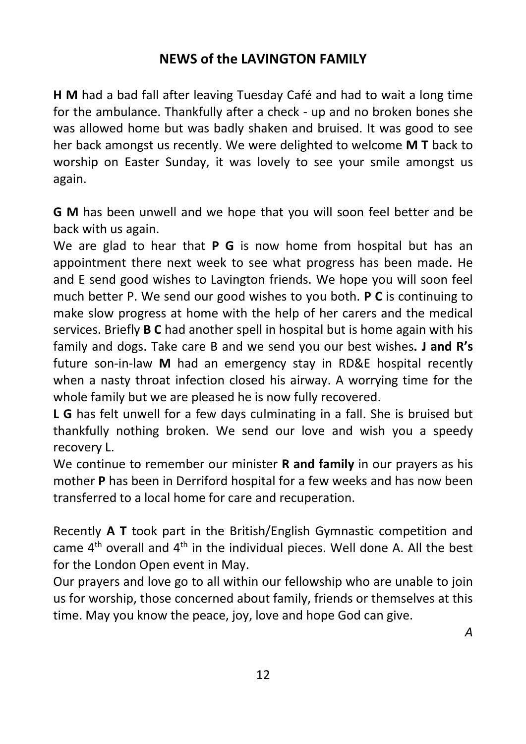## NEWS of the LAVINGTON FAMILY

**H M** had a bad fall after leaving Tuesday Café and had to wait a long time for the ambulance. Thankfully after a check - up and no broken bones she was allowed home but was badly shaken and bruised. It was good to see her back amongst us recently. We were delighted to welcome **M T** back to worship on Easter Sunday, it was lovely to see your smile amongst us again.

**G M** has been unwell and we hope that you will soon feel better and be back with us again.
We are glad to hear that **P G** is now home from hospital but has an appointment there next week to see what progress has been made. He and E send good wishes to Lavington friends. We hope you will soon feel much better P. We send our good wishes to you both. **P C** is continuing to make slow progress at home with the help of her carers and the medical services. Briefly **B C** had another spell in hospital but is home again with his family and dogs. Take care B and we send you our best wishes**. J and R's** future son-in-law **M** had an emergency stay in RD&E hospital recently when a nasty throat infection closed his airway. A worrying time for the whole family but we are pleased he is now fully recovered.
**L G** has felt unwell for a few days culminating in a fall. She is bruised but thankfully nothing broken. We send our love and wish you a speedy recovery L.
We continue to remember our minister **R and family** in our prayers as his mother **P** has been in Derriford hospital for a few weeks and has now been transferred to a local home for care and recuperation.

Recently **A T** took part in the British/English Gymnastic competition and came 4th overall and 4th in the individual pieces. Well done A. All the best for the London Open event in May.
Our prayers and love go to all within our fellowship who are unable to join us for worship, those concerned about family, friends or themselves at this time. May you know the peace, joy, love and hope God can give.

*A*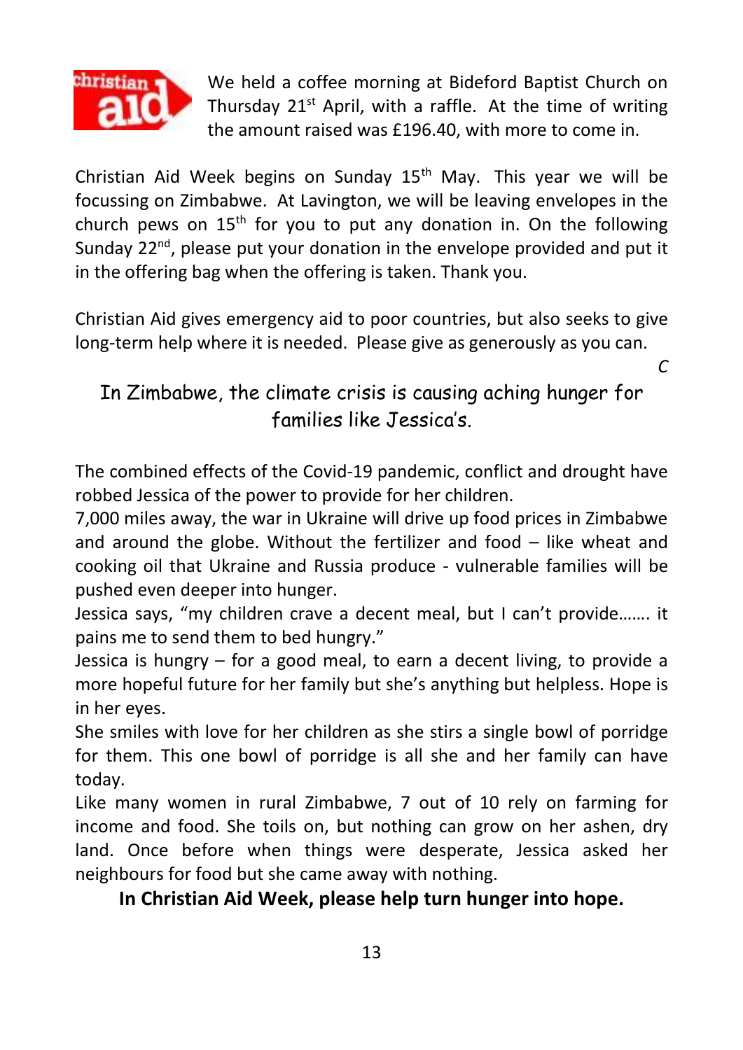We held a coffee morning at Bideford Baptist Church on Thursday 21st April, with a raffle. At the time of writing the amount raised was £196.40, with more to come in.

Christian Aid Week begins on Sunday 15th May. This year we will be focussing on Zimbabwe. At Lavington, we will be leaving envelopes in the church pews on 15th for you to put any donation in. On the following Sunday 22nd, please put your donation in the envelope provided and put it in the offering bag when the offering is taken. Thank you.

Christian Aid gives emergency aid to poor countries, but also seeks to give long-term help where it is needed. Please give as generously as you can.

*C*

## In Zimbabwe, the climate crisis is causing aching hunger for families like Jessica's.

The combined effects of the Covid-19 pandemic, conflict and drought have robbed Jessica of the power to provide for her children.

7,000 miles away, the war in Ukraine will drive up food prices in Zimbabwe and around the globe. Without the fertilizer and food – like wheat and cooking oil that Ukraine and Russia produce - vulnerable families will be pushed even deeper into hunger.

Jessica says, "my children crave a decent meal, but I can't provide……. it pains me to send them to bed hungry."

Jessica is hungry – for a good meal, to earn a decent living, to provide a more hopeful future for her family but she's anything but helpless. Hope is in her eyes.

She smiles with love for her children as she stirs a single bowl of porridge for them. This one bowl of porridge is all she and her family can have today.

Like many women in rural Zimbabwe, 7 out of 10 rely on farming for income and food. She toils on, but nothing can grow on her ashen, dry land. Once before when things were desperate, Jessica asked her neighbours for food but she came away with nothing.

**In Christian Aid Week, please help turn hunger into hope.**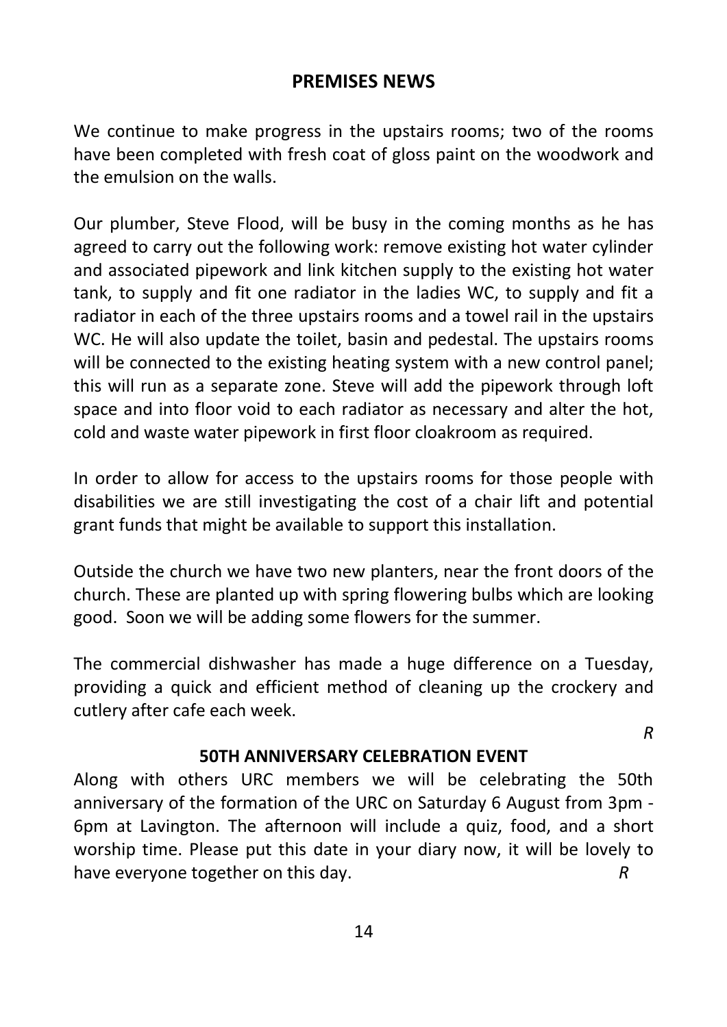## PREMISES NEWS

We continue to make progress in the upstairs rooms; two of the rooms have been completed with fresh coat of gloss paint on the woodwork and the emulsion on the walls.

Our plumber, Steve Flood, will be busy in the coming months as he has agreed to carry out the following work: remove existing hot water cylinder and associated pipework and link kitchen supply to the existing hot water tank, to supply and fit one radiator in the ladies WC, to supply and fit a radiator in each of the three upstairs rooms and a towel rail in the upstairs WC. He will also update the toilet, basin and pedestal. The upstairs rooms will be connected to the existing heating system with a new control panel; this will run as a separate zone. Steve will add the pipework through loft space and into floor void to each radiator as necessary and alter the hot, cold and waste water pipework in first floor cloakroom as required.

In order to allow for access to the upstairs rooms for those people with disabilities we are still investigating the cost of a chair lift and potential grant funds that might be available to support this installation.

Outside the church we have two new planters, near the front doors of the church. These are planted up with spring flowering bulbs which are looking good. Soon we will be adding some flowers for the summer.

The commercial dishwasher has made a huge difference on a Tuesday, providing a quick and efficient method of cleaning up the crockery and cutlery after cafe each week.

*R*

## 50TH ANNIVERSARY CELEBRATION EVENT

Along with others URC members we will be celebrating the 50th anniversary of the formation of the URC on Saturday 6 August from 3pm - 6pm at Lavington. The afternoon will include a quiz, food, and a short worship time. Please put this date in your diary now, it will be lovely to have everyone together on this day. *R*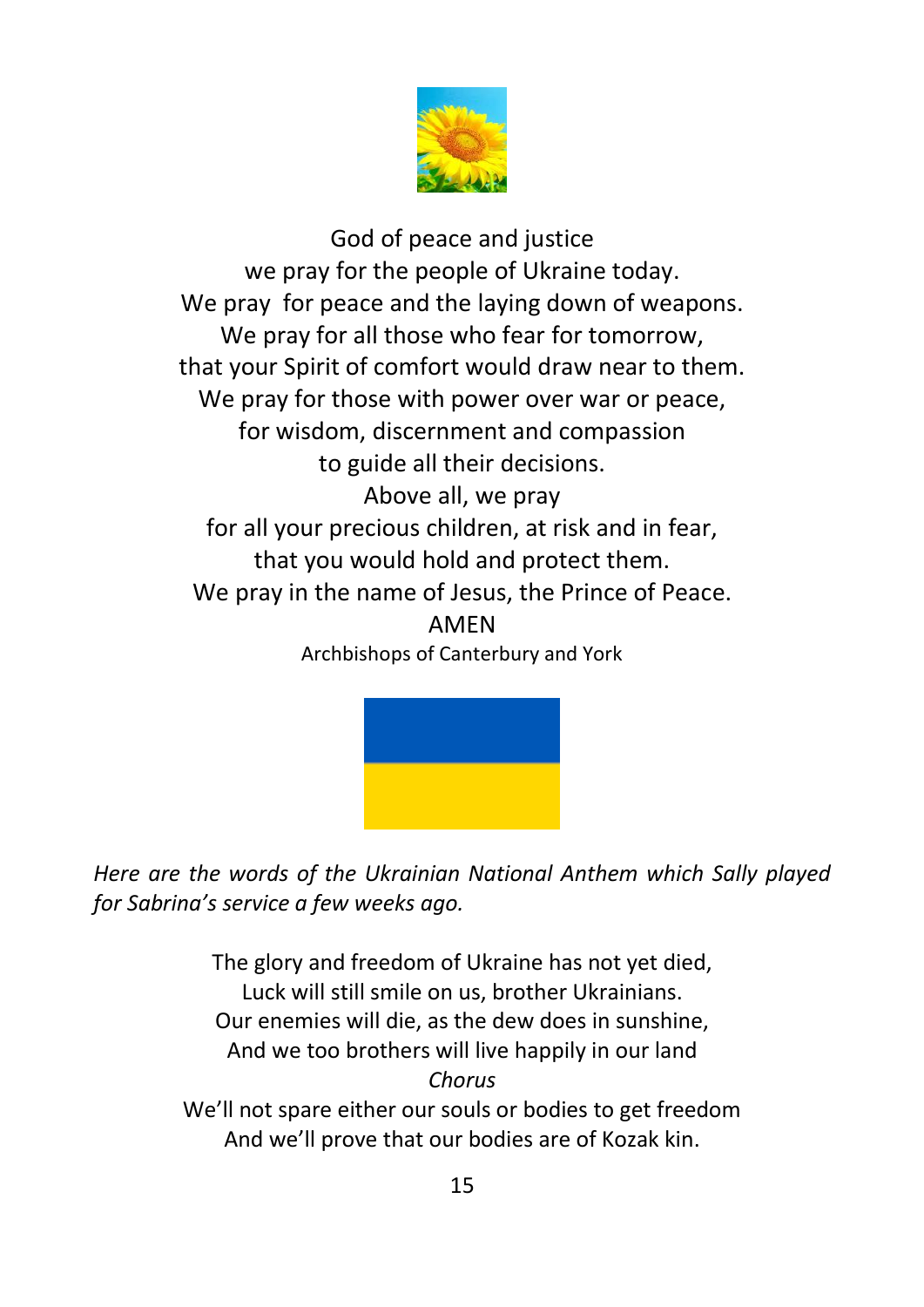God of peace and justice
we pray for the people of Ukraine today.
We pray  for peace and the laying down of weapons.
We pray for all those who fear for tomorrow,
that your Spirit of comfort would draw near to them.
We pray for those with power over war or peace,
for wisdom, discernment and compassion
to guide all their decisions.
Above all, we pray
for all your precious children, at risk and in fear,
that you would hold and protect them.
We pray in the name of Jesus, the Prince of Peace.
AMEN

Archbishops of Canterbury and York

*Here are the words of the Ukrainian National Anthem which Sally played for Sabrina's service a few weeks ago.*

The glory and freedom of Ukraine has not yet died,
Luck will still smile on us, brother Ukrainians.
Our enemies will die, as the dew does in sunshine,
And we too brothers will live happily in our land

*Chorus*

We'll not spare either our souls or bodies to get freedom
And we'll prove that our bodies are of Kozak kin.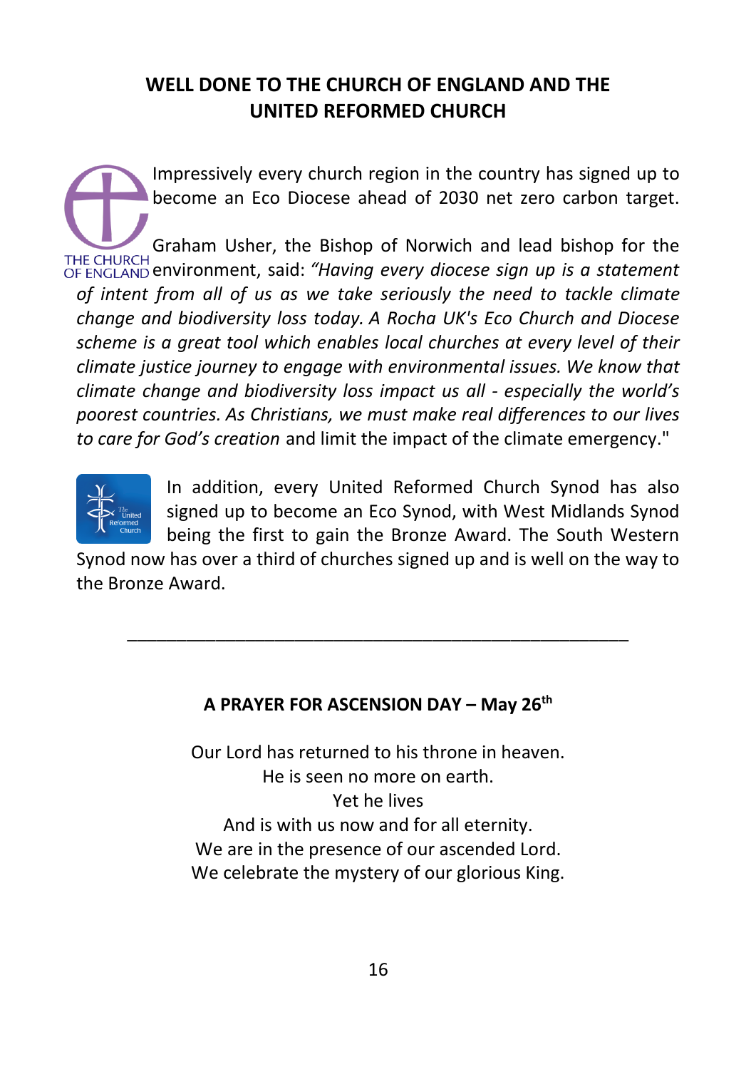## WELL DONE TO THE CHURCH OF ENGLAND AND THE UNITED REFORMED CHURCH

THE CHURCH OF ENGLAND

Impressively every church region in the country has signed up to become an Eco Diocese ahead of 2030 net zero carbon target.

Graham Usher, the Bishop of Norwich and lead bishop for the environment, said: *"Having every diocese sign up is a statement of intent from all of us as we take seriously the need to tackle climate change and biodiversity loss today. A Rocha UK's Eco Church and Diocese scheme is a great tool which enables local churches at every level of their climate justice journey to engage with environmental issues. We know that climate change and biodiversity loss impact us all - especially the world's poorest countries. As Christians, we must make real differences to our lives to care for God's creation* and limit the impact of the climate emergency."

The United Reformed Church

In addition, every United Reformed Church Synod has also signed up to become an Eco Synod, with West Midlands Synod being the first to gain the Bronze Award. The South Western Synod now has over a third of churches signed up and is well on the way to the Bronze Award.

---

### A PRAYER FOR ASCENSION DAY – May 26th

Our Lord has returned to his throne in heaven.
He is seen no more on earth.
Yet he lives
And is with us now and for all eternity.
We are in the presence of our ascended Lord.
We celebrate the mystery of our glorious King.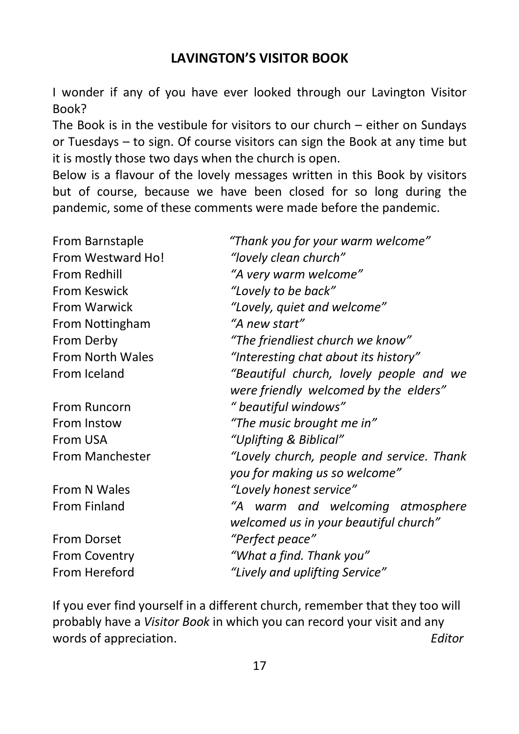## LAVINGTON'S VISITOR BOOK

I wonder if any of you have ever looked through our Lavington Visitor Book?

The Book is in the vestibule for visitors to our church – either on Sundays or Tuesdays – to sign. Of course visitors can sign the Book at any time but it is mostly those two days when the church is open.

Below is a flavour of the lovely messages written in this Book by visitors but of course, because we have been closed for so long during the pandemic, some of these comments were made before the pandemic.

| | |
|---|---|
| From Barnstaple | *"Thank you for your warm welcome"* |
| From Westward Ho! | *"lovely clean church"* |
| From Redhill | *"A very warm welcome"* |
| From Keswick | *"Lovely to be back"* |
| From Warwick | *"Lovely, quiet and welcome"* |
| From Nottingham | *"A new start"* |
| From Derby | *"The friendliest church we know"* |
| From North Wales | *"Interesting chat about its history"* |
| From Iceland | *"Beautiful church, lovely people and we were friendly welcomed by the elders"* |
| From Runcorn | *" beautiful windows"* |
| From Instow | *"The music brought me in"* |
| From USA | *"Uplifting & Biblical"* |
| From Manchester | *"Lovely church, people and service. Thank you for making us so welcome"* |
| From N Wales | *"Lovely honest service"* |
| From Finland | *"A warm and welcoming atmosphere welcomed us in your beautiful church"* |
| From Dorset | *"Perfect peace"* |
| From Coventry | *"What a find. Thank you"* |
| From Hereford | *"Lively and uplifting Service"* |

If you ever find yourself in a different church, remember that they too will probably have a *Visitor Book* in which you can record your visit and any words of appreciation.

*Editor*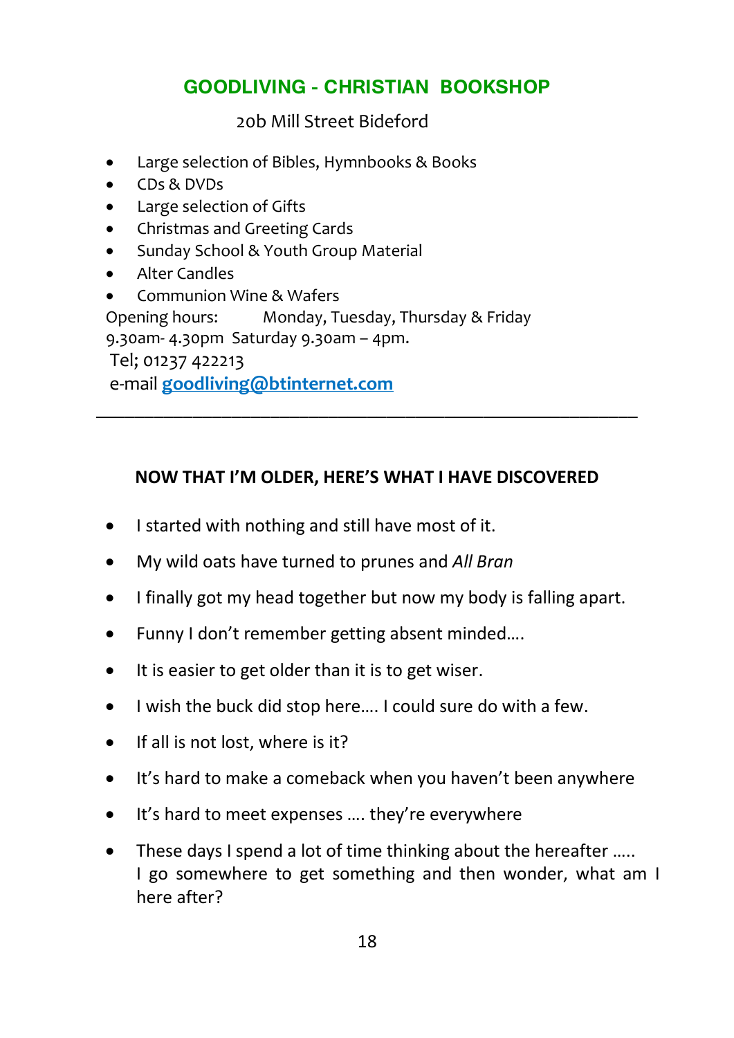## GOODLIVING - CHRISTIAN BOOKSHOP

20b Mill Street Bideford

- Large selection of Bibles, Hymnbooks & Books
- CDs & DVDs
- Large selection of Gifts
- Christmas and Greeting Cards
- Sunday School & Youth Group Material
- Alter Candles
- Communion Wine & Wafers

Opening hours: Monday, Tuesday, Thursday & Friday 9.30am- 4.30pm Saturday 9.30am – 4pm.

Tel; 01237 422213

e-mail **goodliving@btinternet.com**

---

### NOW THAT I'M OLDER, HERE'S WHAT I HAVE DISCOVERED

- I started with nothing and still have most of it.
- My wild oats have turned to prunes and *All Bran*
- I finally got my head together but now my body is falling apart.
- Funny I don't remember getting absent minded….
- It is easier to get older than it is to get wiser.
- I wish the buck did stop here…. I could sure do with a few.
- If all is not lost, where is it?
- It's hard to make a comeback when you haven't been anywhere
- It's hard to meet expenses …. they're everywhere
- These days I spend a lot of time thinking about the hereafter ….. I go somewhere to get something and then wonder, what am I here after?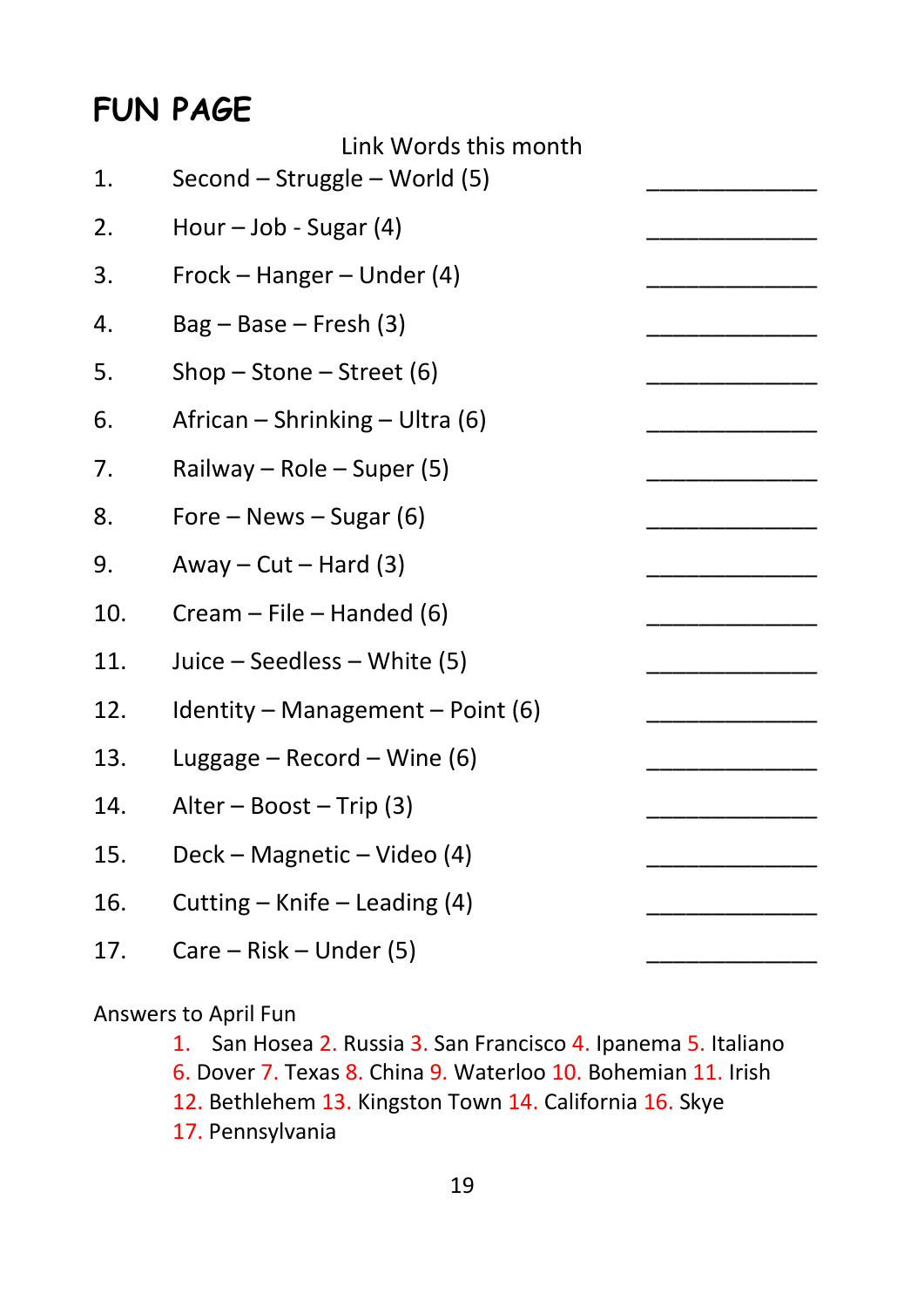# FUN PAGE

Link Words this month

1. Second – Struggle – World (5) ______________
2. Hour – Job - Sugar (4) ______________
3. Frock – Hanger – Under (4) ______________
4. Bag – Base – Fresh (3) ______________
5. Shop – Stone – Street (6) ______________
6. African – Shrinking – Ultra (6) ______________
7. Railway – Role – Super (5) ______________
8. Fore – News – Sugar (6) ______________
9. Away – Cut – Hard (3) ______________
10. Cream – File – Handed (6) ______________
11. Juice – Seedless – White (5) ______________
12. Identity – Management – Point (6) ______________
13. Luggage – Record – Wine (6) ______________
14. Alter – Boost – Trip (3) ______________
15. Deck – Magnetic – Video (4) ______________
16. Cutting – Knife – Leading (4) ______________
17. Care – Risk – Under (5) ______________

Answers to April Fun

1. San Hosea 2. Russia 3. San Francisco 4. Ipanema 5. Italiano 6. Dover 7. Texas 8. China 9. Waterloo 10. Bohemian 11. Irish 12. Bethlehem 13. Kingston Town 14. California 16. Skye 17. Pennsylvania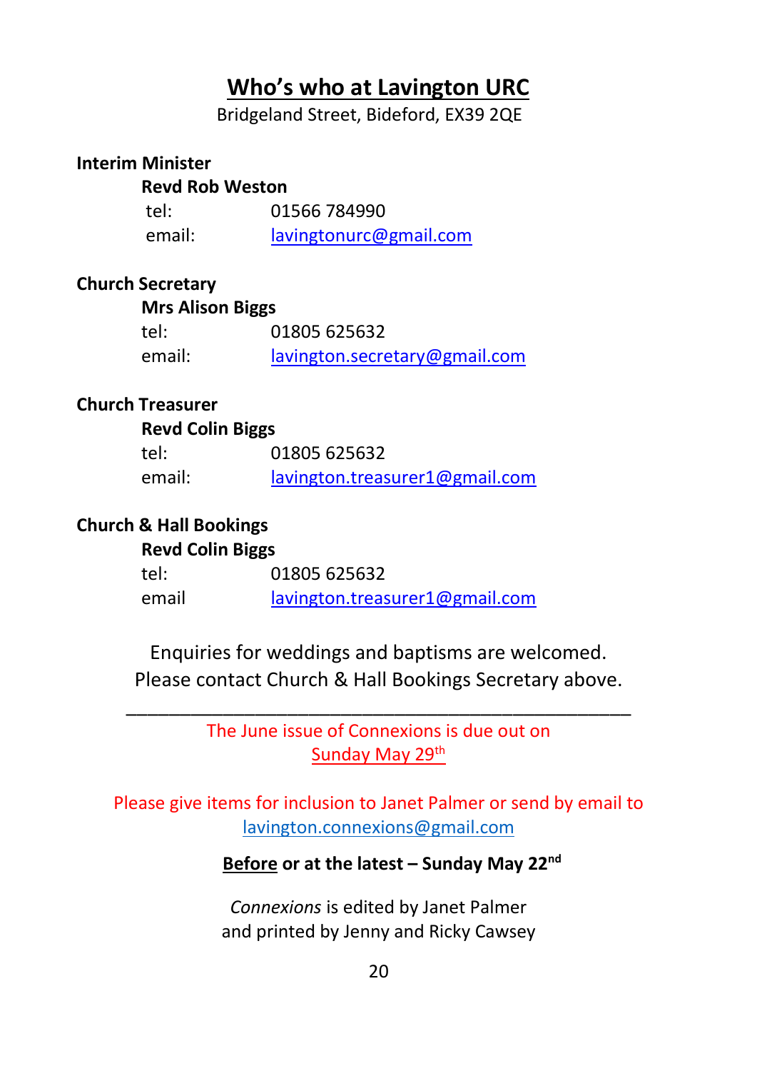# Who's who at Lavington URC

Bridgeland Street, Bideford, EX39 2QE

**Interim Minister**

**Revd Rob Weston**

tel: 01566 784990

email: lavingtonurc@gmail.com

**Church Secretary**

**Mrs Alison Biggs**

tel: 01805 625632

email: lavington.secretary@gmail.com

**Church Treasurer**

**Revd Colin Biggs**

tel: 01805 625632

email: lavington.treasurer1@gmail.com

**Church & Hall Bookings**

**Revd Colin Biggs**

tel: 01805 625632

email lavington.treasurer1@gmail.com

Enquiries for weddings and baptisms are welcomed.
Please contact Church & Hall Bookings Secretary above.

---

The June issue of Connexions is due out on
Sunday May 29th

Please give items for inclusion to Janet Palmer or send by email to
lavington.connexions@gmail.com

**Before or at the latest – Sunday May 22nd**

*Connexions* is edited by Janet Palmer
and printed by Jenny and Ricky Cawsey